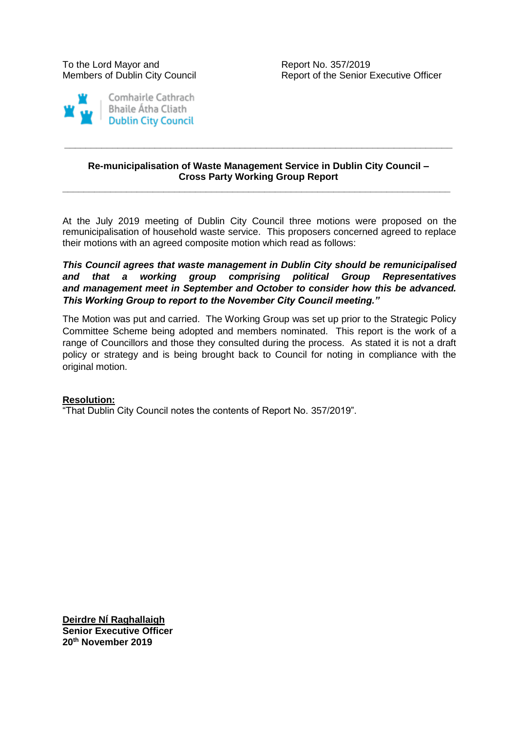To the Lord Mayor and
Members of Dublin City Council

Report No. 357/2019
Report of the Senior Executive Officer

Comhairle Cathrach
Bhaile Átha Cliath
Dublin City Council

---

**Re-municipalisation of Waste Management Service in Dublin City Council – Cross Party Working Group Report**

---

At the July 2019 meeting of Dublin City Council three motions were proposed on the remunicipalisation of household waste service. This proposers concerned agreed to replace their motions with an agreed composite motion which read as follows:

***This Council agrees that waste management in Dublin City should be remunicipalised and that a working group comprising political Group Representatives and management meet in September and October to consider how this be advanced. This Working Group to report to the November City Council meeting."***

The Motion was put and carried. The Working Group was set up prior to the Strategic Policy Committee Scheme being adopted and members nominated. This report is the work of a range of Councillors and those they consulted during the process. As stated it is not a draft policy or strategy and is being brought back to Council for noting in compliance with the original motion.

**Resolution:**
"That Dublin City Council notes the contents of Report No. 357/2019".

**Deirdre Ní Raghallaigh**
**Senior Executive Officer**
**20th November 2019**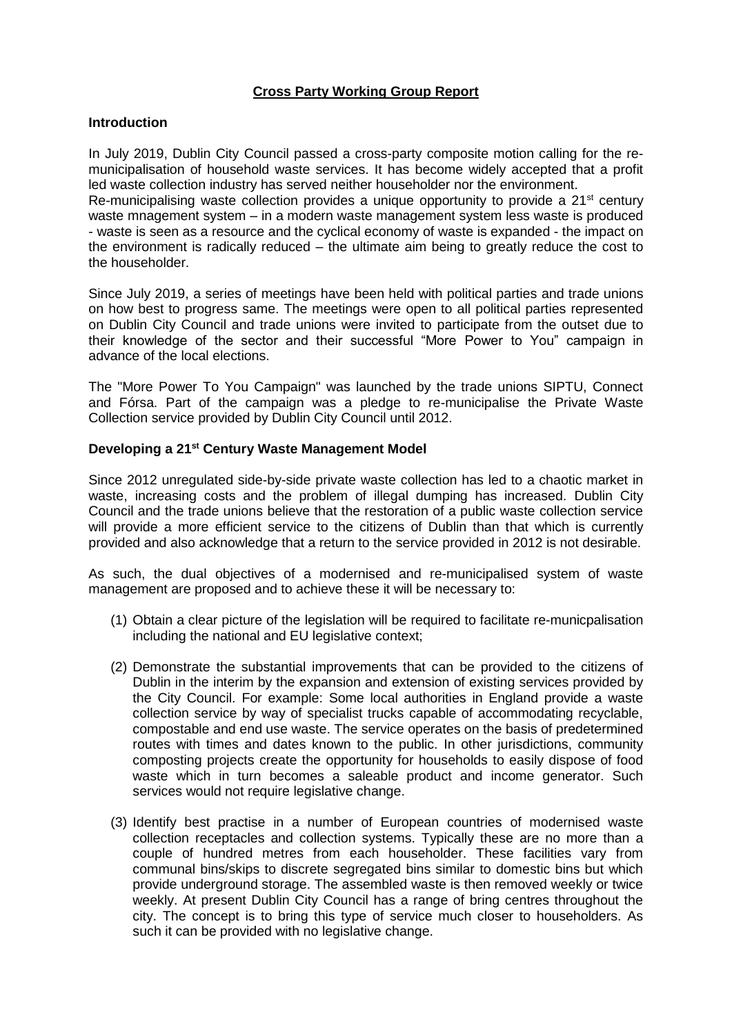**Cross Party Working Group Report**

**Introduction**

In July 2019, Dublin City Council passed a cross-party composite motion calling for the re-municipalisation of household waste services. It has become widely accepted that a profit led waste collection industry has served neither householder nor the environment.
Re-municipalising waste collection provides a unique opportunity to provide a 21st century waste mnagement system – in a modern waste management system less waste is produced - waste is seen as a resource and the cyclical economy of waste is expanded - the impact on the environment is radically reduced – the ultimate aim being to greatly reduce the cost to the householder.

Since July 2019, a series of meetings have been held with political parties and trade unions on how best to progress same. The meetings were open to all political parties represented on Dublin City Council and trade unions were invited to participate from the outset due to their knowledge of the sector and their successful "More Power to You" campaign in advance of the local elections.

The "More Power To You Campaign" was launched by the trade unions SIPTU, Connect and Fórsa. Part of the campaign was a pledge to re-municipalise the Private Waste Collection service provided by Dublin City Council until 2012.

**Developing a 21st Century Waste Management Model**

Since 2012 unregulated side-by-side private waste collection has led to a chaotic market in waste, increasing costs and the problem of illegal dumping has increased. Dublin City Council and the trade unions believe that the restoration of a public waste collection service will provide a more efficient service to the citizens of Dublin than that which is currently provided and also acknowledge that a return to the service provided in 2012 is not desirable.

As such, the dual objectives of a modernised and re-municipalised system of waste management are proposed and to achieve these it will be necessary to:

(1) Obtain a clear picture of the legislation will be required to facilitate re-municpalisation including the national and EU legislative context;

(2) Demonstrate the substantial improvements that can be provided to the citizens of Dublin in the interim by the expansion and extension of existing services provided by the City Council. For example: Some local authorities in England provide a waste collection service by way of specialist trucks capable of accommodating recyclable, compostable and end use waste. The service operates on the basis of predetermined routes with times and dates known to the public. In other jurisdictions, community composting projects create the opportunity for households to easily dispose of food waste which in turn becomes a saleable product and income generator. Such services would not require legislative change.

(3) Identify best practise in a number of European countries of modernised waste collection receptacles and collection systems. Typically these are no more than a couple of hundred metres from each householder. These facilities vary from communal bins/skips to discrete segregated bins similar to domestic bins but which provide underground storage. The assembled waste is then removed weekly or twice weekly. At present Dublin City Council has a range of bring centres throughout the city. The concept is to bring this type of service much closer to householders. As such it can be provided with no legislative change.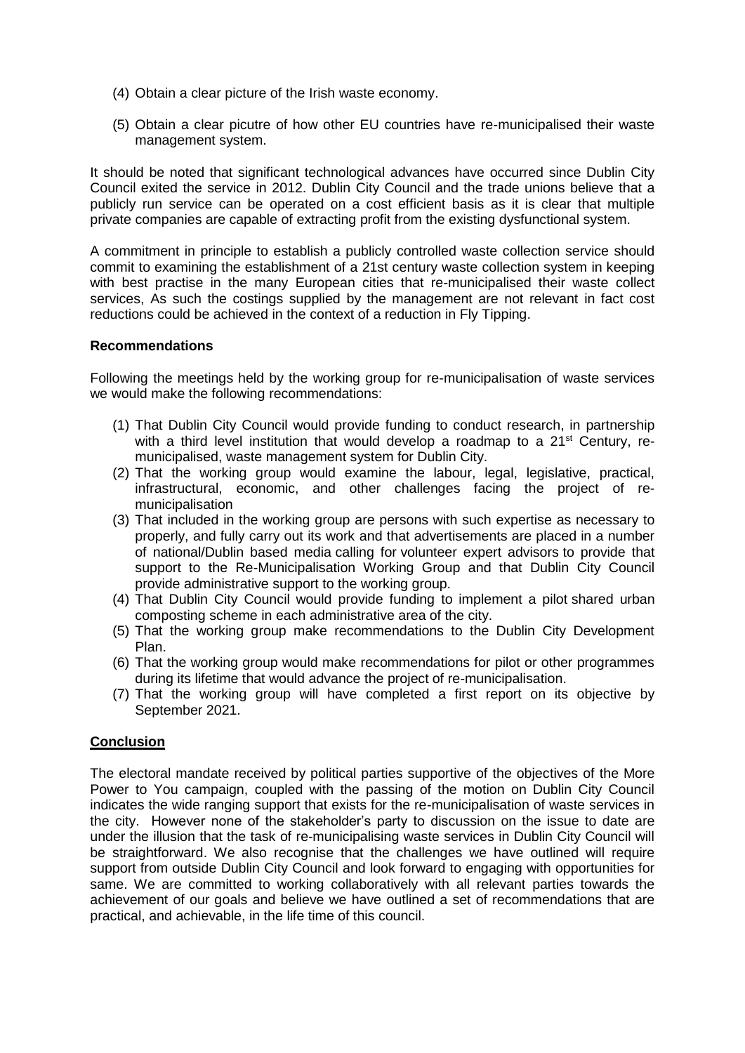(4) Obtain a clear picture of the Irish waste economy.

(5) Obtain a clear picutre of how other EU countries have re-municipalised their waste management system.

It should be noted that significant technological advances have occurred since Dublin City Council exited the service in 2012. Dublin City Council and the trade unions believe that a publicly run service can be operated on a cost efficient basis as it is clear that multiple private companies are capable of extracting profit from the existing dysfunctional system.

A commitment in principle to establish a publicly controlled waste collection service should commit to examining the establishment of a 21st century waste collection system in keeping with best practise in the many European cities that re-municipalised their waste collect services, As such the costings supplied by the management are not relevant in fact cost reductions could be achieved in the context of a reduction in Fly Tipping.

**Recommendations**

Following the meetings held by the working group for re-municipalisation of waste services we would make the following recommendations:

(1) That Dublin City Council would provide funding to conduct research, in partnership with a third level institution that would develop a roadmap to a 21st Century, re-municipalised, waste management system for Dublin City.
(2) That the working group would examine the labour, legal, legislative, practical, infrastructural, economic, and other challenges facing the project of re-municipalisation
(3) That included in the working group are persons with such expertise as necessary to properly, and fully carry out its work and that advertisements are placed in a number of national/Dublin based media calling for volunteer expert advisors to provide that support to the Re-Municipalisation Working Group and that Dublin City Council provide administrative support to the working group.
(4) That Dublin City Council would provide funding to implement a pilot shared urban composting scheme in each administrative area of the city.
(5) That the working group make recommendations to the Dublin City Development Plan.
(6) That the working group would make recommendations for pilot or other programmes during its lifetime that would advance the project of re-municipalisation.
(7) That the working group will have completed a first report on its objective by September 2021.

**Conclusion**

The electoral mandate received by political parties supportive of the objectives of the More Power to You campaign, coupled with the passing of the motion on Dublin City Council indicates the wide ranging support that exists for the re-municipalisation of waste services in the city. However none of the stakeholder's party to discussion on the issue to date are under the illusion that the task of re-municipalising waste services in Dublin City Council will be straightforward. We also recognise that the challenges we have outlined will require support from outside Dublin City Council and look forward to engaging with opportunities for same. We are committed to working collaboratively with all relevant parties towards the achievement of our goals and believe we have outlined a set of recommendations that are practical, and achievable, in the life time of this council.